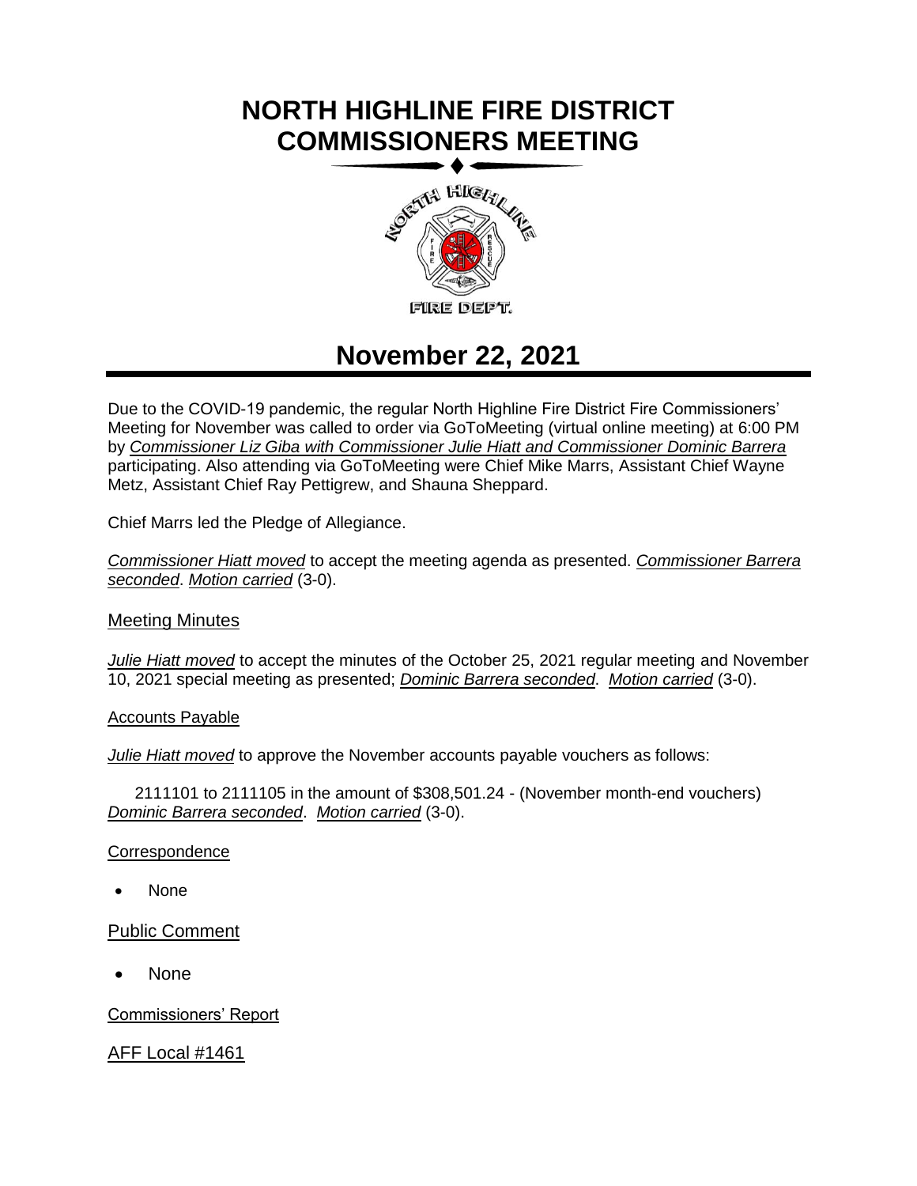# NORTH HIGHLINE FIRE DISTRICT COMMISSIONERS MEETING

## November 22, 2021

Due to the COVID-19 pandemic, the regular North Highline Fire District Fire Commissioners' Meeting for November was called to order via GoToMeeting (virtual online meeting) at 6:00 PM by *Commissioner Liz Giba with Commissioner Julie Hiatt and Commissioner Dominic Barrera* participating. Also attending via GoToMeeting were Chief Mike Marrs, Assistant Chief Wayne Metz, Assistant Chief Ray Pettigrew, and Shauna Sheppard.

Chief Marrs led the Pledge of Allegiance.

*Commissioner Hiatt moved* to accept the meeting agenda as presented. *Commissioner Barrera seconded*. *Motion carried* (3-0).

### Meeting Minutes

*Julie Hiatt moved* to accept the minutes of the October 25, 2021 regular meeting and November 10, 2021 special meeting as presented; *Dominic Barrera seconded*. *Motion carried* (3-0).

### Accounts Payable

*Julie Hiatt moved* to approve the November accounts payable vouchers as follows:

2111101 to 2111105 in the amount of $308,501.24 - (November month-end vouchers)
*Dominic Barrera seconded*. *Motion carried* (3-0).

### Correspondence

- None

### Public Comment

- None

### Commissioners' Report

### AFF Local #1461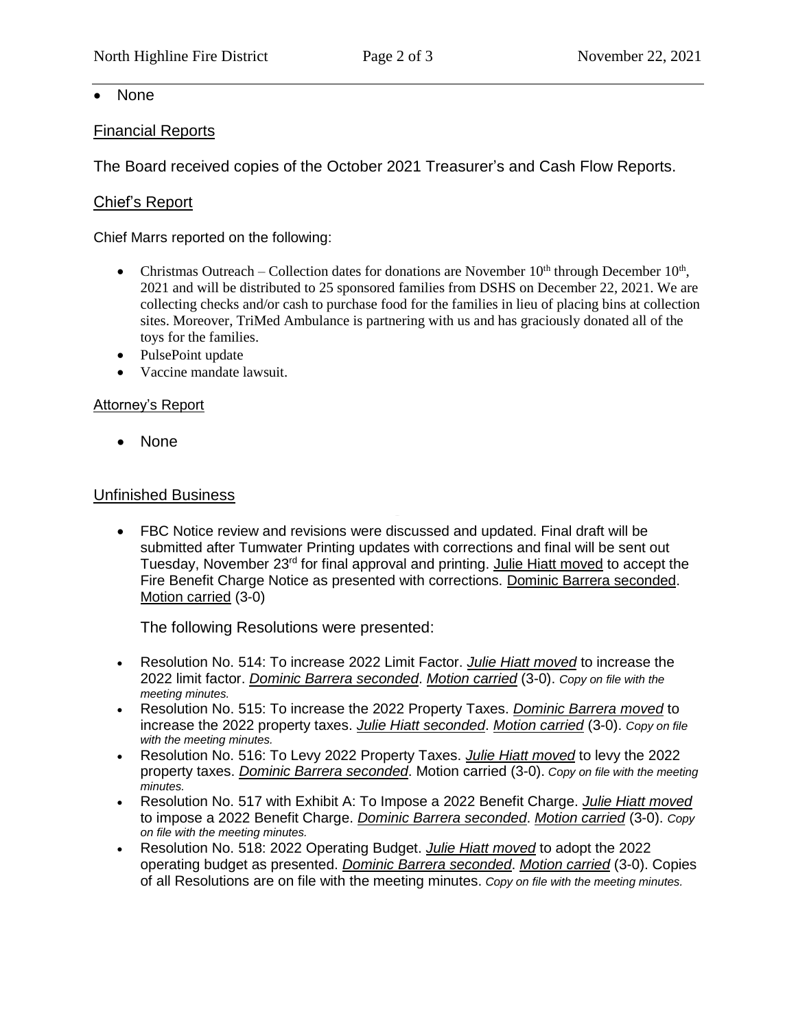- None

## Financial Reports

The Board received copies of the October 2021 Treasurer's and Cash Flow Reports.

## Chief's Report

Chief Marrs reported on the following:

- Christmas Outreach – Collection dates for donations are November 10th through December 10th, 2021 and will be distributed to 25 sponsored families from DSHS on December 22, 2021. We are collecting checks and/or cash to purchase food for the families in lieu of placing bins at collection sites. Moreover, TriMed Ambulance is partnering with us and has graciously donated all of the toys for the families.
- PulsePoint update
- Vaccine mandate lawsuit.

## Attorney's Report

- None

## Unfinished Business

- FBC Notice review and revisions were discussed and updated. Final draft will be submitted after Tumwater Printing updates with corrections and final will be sent out Tuesday, November 23rd for final approval and printing. Julie Hiatt moved to accept the Fire Benefit Charge Notice as presented with corrections. Dominic Barrera seconded. Motion carried (3-0)

  The following Resolutions were presented:

- Resolution No. 514: To increase 2022 Limit Factor. ***Julie Hiatt moved*** to increase the 2022 limit factor. ***Dominic Barrera seconded***. ***Motion carried*** (3-0). *Copy on file with the meeting minutes.*
- Resolution No. 515: To increase the 2022 Property Taxes. ***Dominic Barrera moved*** to increase the 2022 property taxes. ***Julie Hiatt seconded***. ***Motion carried*** (3-0). *Copy on file with the meeting minutes.*
- Resolution No. 516: To Levy 2022 Property Taxes. ***Julie Hiatt moved*** to levy the 2022 property taxes. ***Dominic Barrera seconded***. Motion carried (3-0). *Copy on file with the meeting minutes.*
- Resolution No. 517 with Exhibit A: To Impose a 2022 Benefit Charge. ***Julie Hiatt moved*** to impose a 2022 Benefit Charge. ***Dominic Barrera seconded***. ***Motion carried*** (3-0). *Copy on file with the meeting minutes.*
- Resolution No. 518: 2022 Operating Budget. ***Julie Hiatt moved*** to adopt the 2022 operating budget as presented. ***Dominic Barrera seconded***. ***Motion carried*** (3-0). Copies of all Resolutions are on file with the meeting minutes. *Copy on file with the meeting minutes.*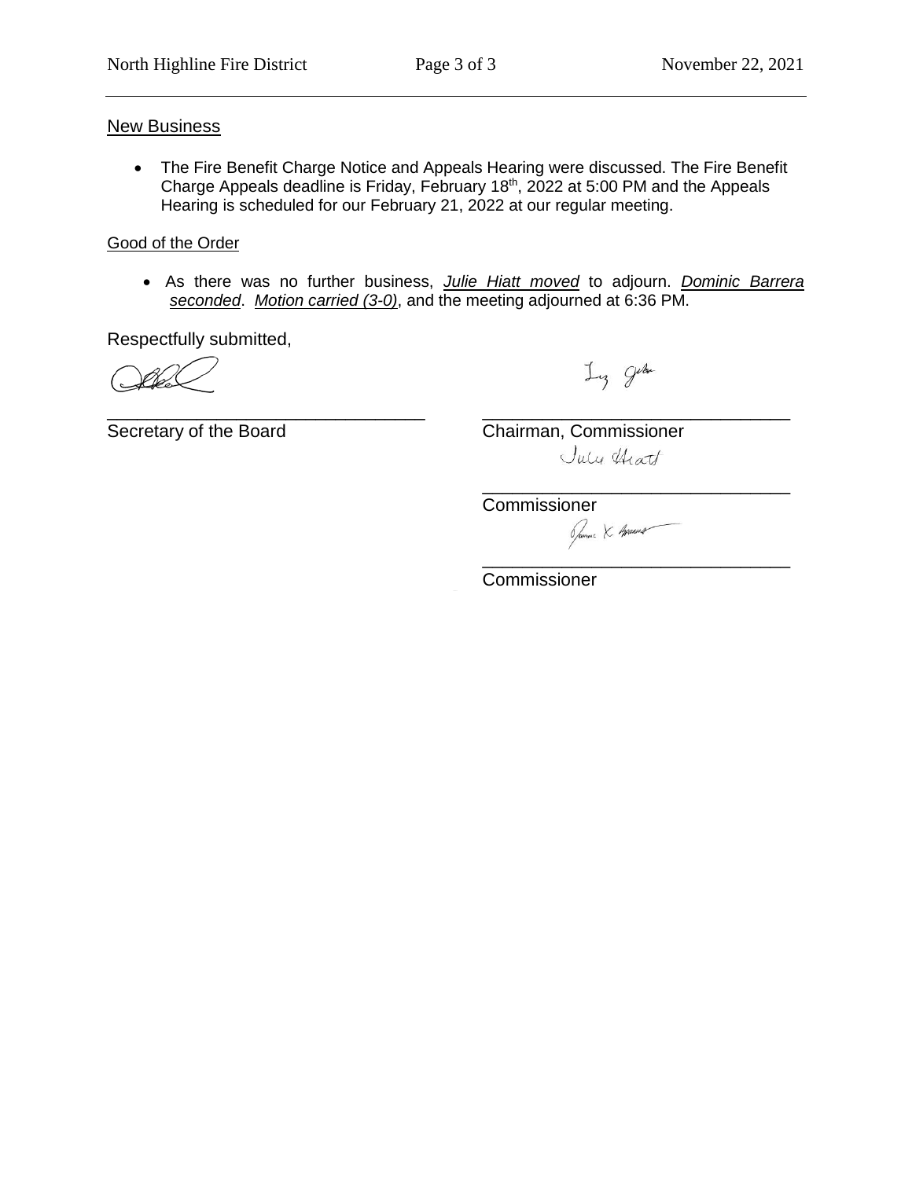New Business

- The Fire Benefit Charge Notice and Appeals Hearing were discussed. The Fire Benefit Charge Appeals deadline is Friday, February 18th, 2022 at 5:00 PM and the Appeals Hearing is scheduled for our February 21, 2022 at our regular meeting.

Good of the Order

- As there was no further business, ***Julie Hiatt moved*** to adjourn. ***Dominic Barrera seconded***. ***Motion carried (3-0)***, and the meeting adjourned at 6:36 PM.

Respectfully submitted,

_________________________________
Secretary of the Board

_________________________________
Chairman, Commissioner

_________________________________
Commissioner

_________________________________
Commissioner